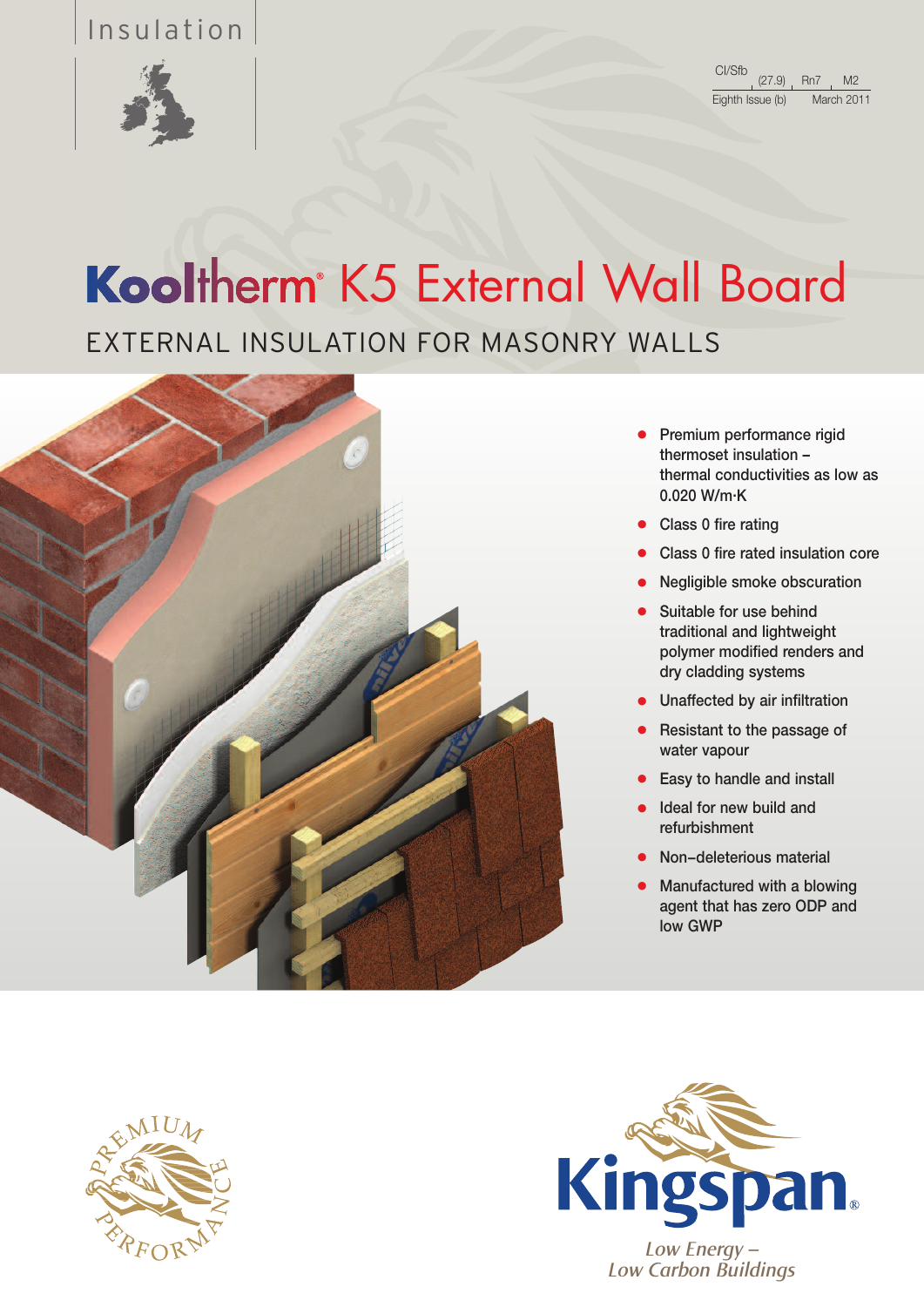Insulation

CI/Sfb (27.9) Rn7 M2

Eighth Issue (b) March 2011

# Kooltherm® K5 External Wall Board

## EXTERNAL INSULATION FOR MASONRY WALLS

- Premium performance rigid thermoset insulation – thermal conductivities as low as 0.020 W/m·K
- Class 0 fire rating
- Class 0 fire rated insulation core
- Negligible smoke obscuration
- Suitable for use behind traditional and lightweight polymer modified renders and dry cladding systems
- Unaffected by air infiltration
- Resistant to the passage of water vapour
- Easy to handle and install
- Ideal for new build and refurbishment
- Non–deleterious material
- Manufactured with a blowing agent that has zero ODP and low GWP

PREMIUM PERFORMANCE

Kingspan®

*Low Energy – Low Carbon Buildings*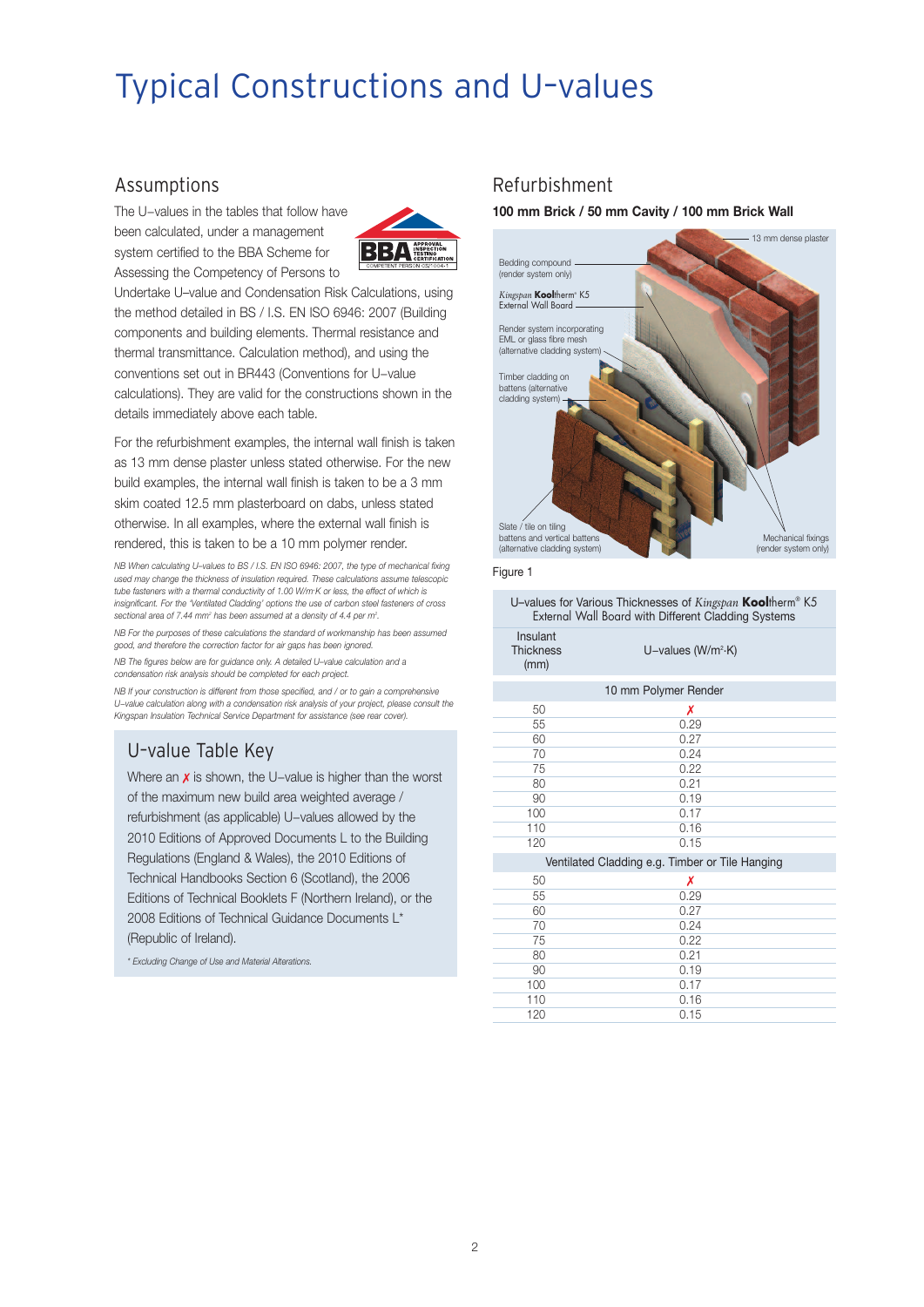# Typical Constructions and U–values

## Assumptions

The U–values in the tables that follow have been calculated, under a management system certified to the BBA Scheme for Assessing the Competency of Persons to Undertake U–value and Condensation Risk Calculations, using the method detailed in BS / I.S. EN ISO 6946: 2007 (Building components and building elements. Thermal resistance and thermal transmittance. Calculation method), and using the conventions set out in BR443 (Conventions for U–value calculations). They are valid for the constructions shown in the details immediately above each table.

For the refurbishment examples, the internal wall finish is taken as 13 mm dense plaster unless stated otherwise. For the new build examples, the internal wall finish is taken to be a 3 mm skim coated 12.5 mm plasterboard on dabs, unless stated otherwise. In all examples, where the external wall finish is rendered, this is taken to be a 10 mm polymer render.

*NB When calculating U–values to BS / I.S. EN ISO 6946: 2007, the type of mechanical fixing used may change the thickness of insulation required. These calculations assume telescopic tube fasteners with a thermal conductivity of 1.00 W/m·K or less, the effect of which is insignificant. For the 'Ventilated Cladding' options the use of carbon steel fasteners of cross sectional area of 7.44 mm² has been assumed at a density of 4.4 per m².*

*NB For the purposes of these calculations the standard of workmanship has been assumed good, and therefore the correction factor for air gaps has been ignored.*

*NB The figures below are for guidance only. A detailed U–value calculation and a condensation risk analysis should be completed for each project.*

*NB If your construction is different from those specified, and / or to gain a comprehensive U–value calculation along with a condensation risk analysis of your project, please consult the Kingspan Insulation Technical Service Department for assistance (see rear cover).*

## U-value Table Key

Where an ✗ is shown, the U–value is higher than the worst of the maximum new build area weighted average / refurbishment (as applicable) U–values allowed by the 2010 Editions of Approved Documents L to the Building Regulations (England & Wales), the 2010 Editions of Technical Handbooks Section 6 (Scotland), the 2006 Editions of Technical Booklets F (Northern Ireland), or the 2008 Editions of Technical Guidance Documents L* (Republic of Ireland).

*\* Excluding Change of Use and Material Alterations.*

## Refurbishment

**100 mm Brick / 50 mm Cavity / 100 mm Brick Wall**

Figure 1

U–values for Various Thicknesses of *Kingspan* **Kool**therm® K5 External Wall Board with Different Cladding Systems

| Insulant Thickness (mm) | U–values (W/m²·K) |
|---|---|
| **10 mm Polymer Render** | |
| 50 | ✗ |
| 55 | 0.29 |
| 60 | 0.27 |
| 70 | 0.24 |
| 75 | 0.22 |
| 80 | 0.21 |
| 90 | 0.19 |
| 100 | 0.17 |
| 110 | 0.16 |
| 120 | 0.15 |
| **Ventilated Cladding e.g. Timber or Tile Hanging** | |
| 50 | ✗ |
| 55 | 0.29 |
| 60 | 0.27 |
| 70 | 0.24 |
| 75 | 0.22 |
| 80 | 0.21 |
| 90 | 0.19 |
| 100 | 0.17 |
| 110 | 0.16 |
| 120 | 0.15 |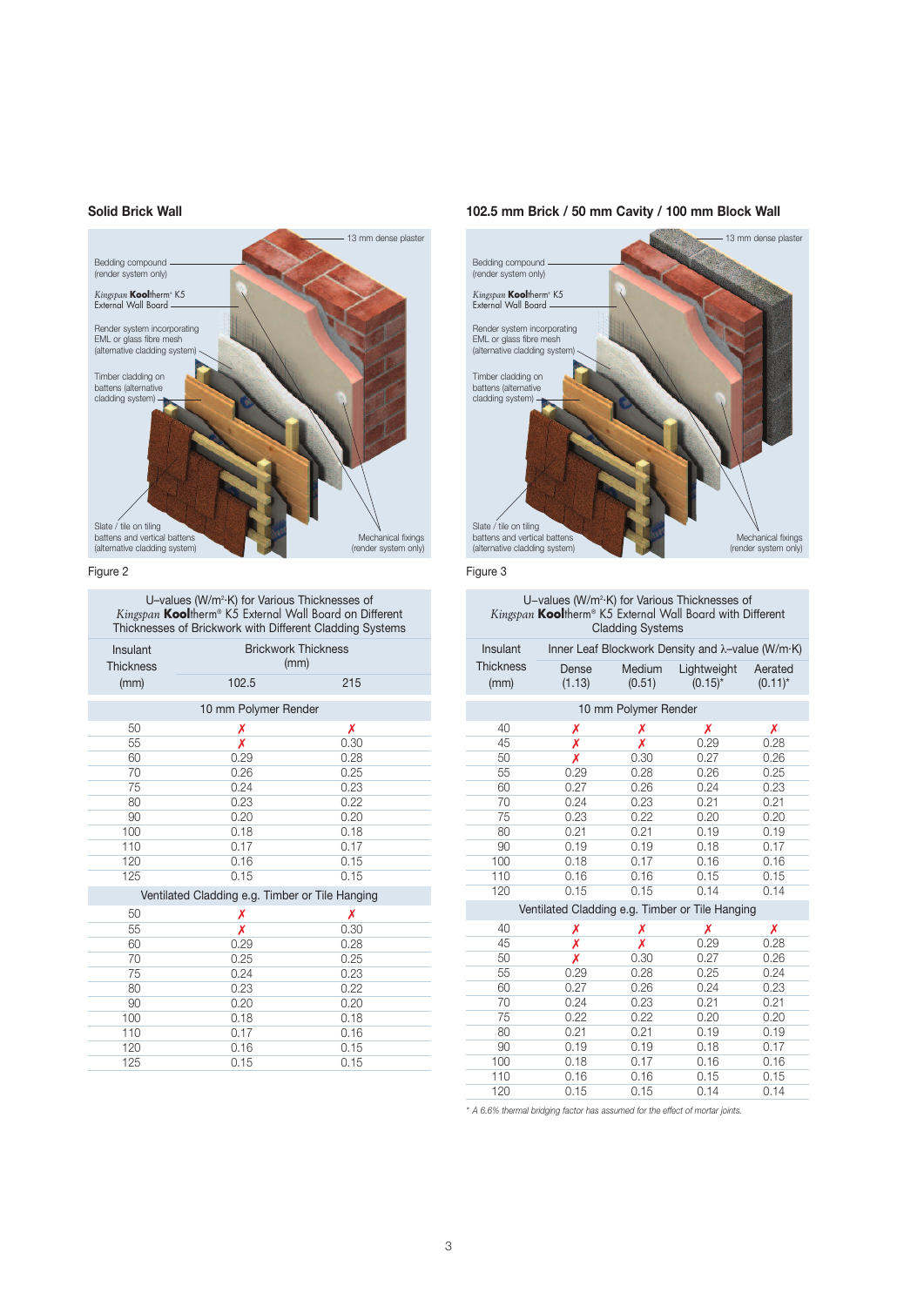## Solid Brick Wall

13 mm dense plaster

Bedding compound (render system only)

*Kingspan* **Kool**therm® K5 External Wall Board

Render system incorporating EML or glass fibre mesh (alternative cladding system)

Timber cladding on battens (alternative cladding system)

Slate / tile on tiling battens and vertical battens (alternative cladding system)

Mechanical fixings (render system only)

Figure 2

U–values (W/m²·K) for Various Thicknesses of *Kingspan* **Kool**therm® K5 External Wall Board on Different Thicknesses of Brickwork with Different Cladding Systems

| Insulant Thickness (mm) | Brickwork Thickness (mm) | |
|---|---|---|
| | 102.5 | 215 |
| **10 mm Polymer Render** | | |
| 50 | ✗ | ✗ |
| 55 | ✗ | 0.30 |
| 60 | 0.29 | 0.28 |
| 70 | 0.26 | 0.25 |
| 75 | 0.24 | 0.23 |
| 80 | 0.23 | 0.22 |
| 90 | 0.20 | 0.20 |
| 100 | 0.18 | 0.18 |
| 110 | 0.17 | 0.17 |
| 120 | 0.16 | 0.15 |
| 125 | 0.15 | 0.15 |
| **Ventilated Cladding e.g. Timber or Tile Hanging** | | |
| 50 | ✗ | ✗ |
| 55 | ✗ | 0.30 |
| 60 | 0.29 | 0.28 |
| 70 | 0.25 | 0.25 |
| 75 | 0.24 | 0.23 |
| 80 | 0.23 | 0.22 |
| 90 | 0.20 | 0.20 |
| 100 | 0.18 | 0.18 |
| 110 | 0.17 | 0.16 |
| 120 | 0.16 | 0.15 |
| 125 | 0.15 | 0.15 |

## 102.5 mm Brick / 50 mm Cavity / 100 mm Block Wall

13 mm dense plaster

Bedding compound (render system only)

*Kingspan* **Kool**therm® K5 External Wall Board

Render system incorporating EML or glass fibre mesh (alternative cladding system)

Timber cladding on battens (alternative cladding system)

Slate / tile on tiling battens and vertical battens (alternative cladding system)

Mechanical fixings (render system only)

Figure 3

U–values (W/m²·K) for Various Thicknesses of *Kingspan* **Kool**therm® K5 External Wall Board with Different Cladding Systems

| Insulant Thickness (mm) | Inner Leaf Blockwork Density and λ–value (W/m·K) | | | |
|---|---|---|---|---|
| | Dense (1.13) | Medium (0.51) | Lightweight (0.15)* | Aerated (0.11)* |
| **10 mm Polymer Render** | | | | |
| 40 | ✗ | ✗ | ✗ | ✗ |
| 45 | ✗ | ✗ | 0.29 | 0.28 |
| 50 | ✗ | 0.30 | 0.27 | 0.26 |
| 55 | 0.29 | 0.28 | 0.26 | 0.25 |
| 60 | 0.27 | 0.26 | 0.24 | 0.23 |
| 70 | 0.24 | 0.23 | 0.21 | 0.21 |
| 75 | 0.23 | 0.22 | 0.20 | 0.20 |
| 80 | 0.21 | 0.21 | 0.19 | 0.19 |
| 90 | 0.19 | 0.19 | 0.18 | 0.17 |
| 100 | 0.18 | 0.17 | 0.16 | 0.16 |
| 110 | 0.16 | 0.16 | 0.15 | 0.15 |
| 120 | 0.15 | 0.15 | 0.14 | 0.14 |
| **Ventilated Cladding e.g. Timber or Tile Hanging** | | | | |
| 40 | ✗ | ✗ | ✗ | ✗ |
| 45 | ✗ | ✗ | 0.29 | 0.28 |
| 50 | ✗ | 0.30 | 0.27 | 0.26 |
| 55 | 0.29 | 0.28 | 0.25 | 0.24 |
| 60 | 0.27 | 0.26 | 0.24 | 0.23 |
| 70 | 0.24 | 0.23 | 0.21 | 0.21 |
| 75 | 0.22 | 0.22 | 0.20 | 0.20 |
| 80 | 0.21 | 0.21 | 0.19 | 0.19 |
| 90 | 0.19 | 0.19 | 0.18 | 0.17 |
| 100 | 0.18 | 0.17 | 0.16 | 0.16 |
| 110 | 0.16 | 0.16 | 0.15 | 0.15 |
| 120 | 0.15 | 0.15 | 0.14 | 0.14 |

*\* A 6.6% thermal bridging factor has assumed for the effect of mortar joints.*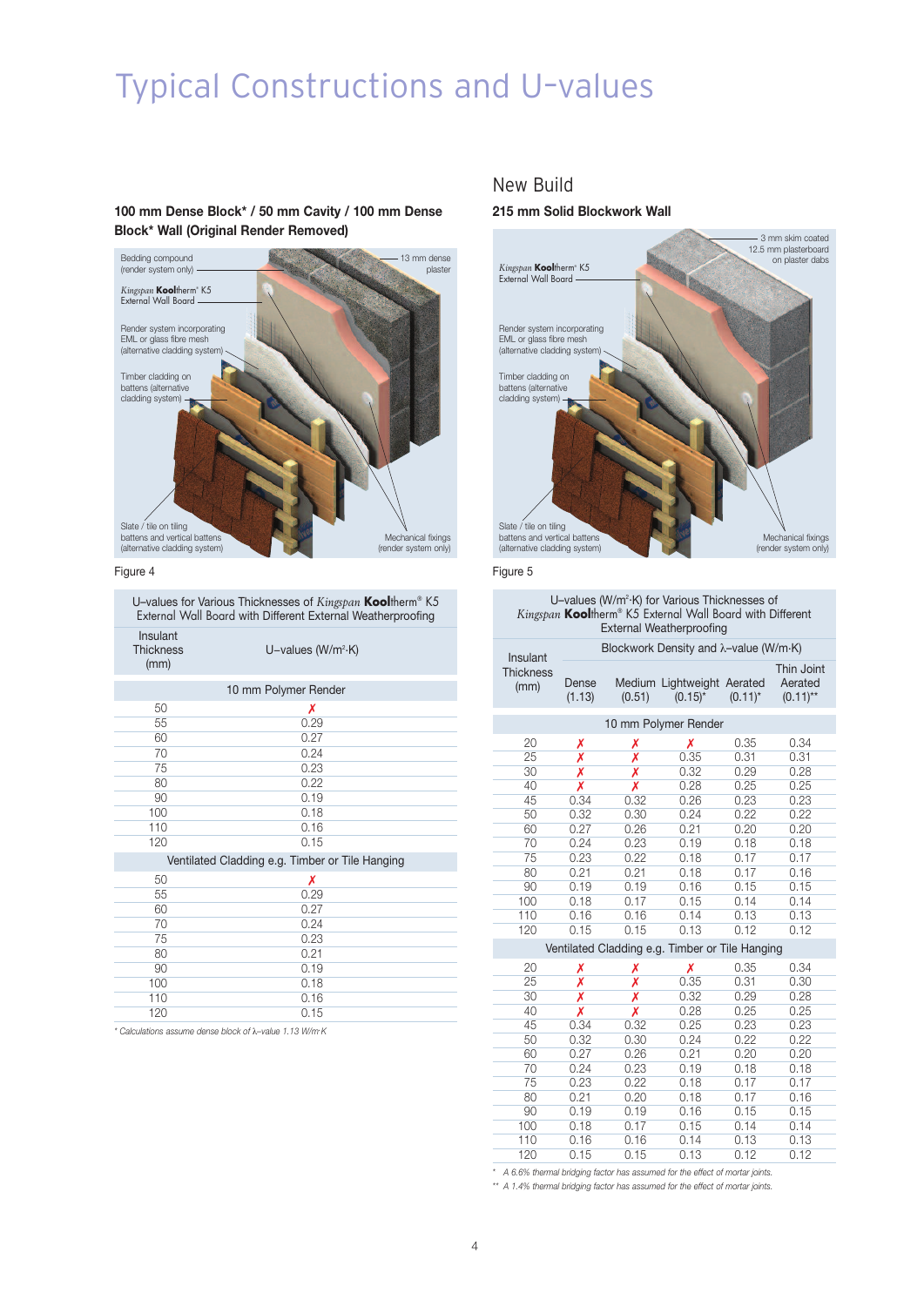# Typical Constructions and U-values

### 100 mm Dense Block* / 50 mm Cavity / 100 mm Dense Block* Wall (Original Render Removed)

Bedding compound (render system only)

13 mm dense plaster

*Kingspan* **Kool**therm® K5 External Wall Board

Render system incorporating EML or glass fibre mesh (alternative cladding system)

Timber cladding on battens (alternative cladding system)

Slate / tile on tiling battens and vertical battens (alternative cladding system)

Mechanical fixings (render system only)

Figure 4

U–values for Various Thicknesses of *Kingspan* **Kool**therm® K5 External Wall Board with Different External Weatherproofing

| Insulant Thickness (mm) | U–values (W/m²·K) |
|---|---|
| **10 mm Polymer Render** | |
| 50 | ✗ |
| 55 | 0.29 |
| 60 | 0.27 |
| 70 | 0.24 |
| 75 | 0.23 |
| 80 | 0.22 |
| 90 | 0.19 |
| 100 | 0.18 |
| 110 | 0.16 |
| 120 | 0.15 |
| **Ventilated Cladding e.g. Timber or Tile Hanging** | |
| 50 | ✗ |
| 55 | 0.29 |
| 60 | 0.27 |
| 70 | 0.24 |
| 75 | 0.23 |
| 80 | 0.21 |
| 90 | 0.19 |
| 100 | 0.18 |
| 110 | 0.16 |
| 120 | 0.15 |

*\* Calculations assume dense block of λ–value 1.13 W/m·K*

## New Build

### 215 mm Solid Blockwork Wall

3 mm skim coated 12.5 mm plasterboard on plaster dabs

*Kingspan* **Kool**therm® K5 External Wall Board

Render system incorporating EML or glass fibre mesh (alternative cladding system)

Timber cladding on battens (alternative cladding system)

Slate / tile on tiling battens and vertical battens (alternative cladding system)

Mechanical fixings (render system only)

Figure 5

U–values (W/m²·K) for Various Thicknesses of *Kingspan* **Kool**therm® K5 External Wall Board with Different External Weatherproofing

| Insulant Thickness (mm) | Blockwork Density and λ–value (W/m·K) | | | | |
|---|---|---|---|---|---|
| | Dense (1.13) | Medium (0.51) | Lightweight (0.15)* | Aerated (0.11)* | Thin Joint Aerated (0.11)** |
| **10 mm Polymer Render** | | | | | |
| 20 | ✗ | ✗ | ✗ | 0.35 | 0.34 |
| 25 | ✗ | ✗ | 0.35 | 0.31 | 0.31 |
| 30 | ✗ | ✗ | 0.32 | 0.29 | 0.28 |
| 40 | ✗ | ✗ | 0.28 | 0.25 | 0.25 |
| 45 | 0.34 | 0.32 | 0.26 | 0.23 | 0.23 |
| 50 | 0.32 | 0.30 | 0.24 | 0.22 | 0.22 |
| 60 | 0.27 | 0.26 | 0.21 | 0.20 | 0.20 |
| 70 | 0.24 | 0.23 | 0.19 | 0.18 | 0.18 |
| 75 | 0.23 | 0.22 | 0.18 | 0.17 | 0.17 |
| 80 | 0.21 | 0.21 | 0.18 | 0.17 | 0.16 |
| 90 | 0.19 | 0.19 | 0.16 | 0.15 | 0.15 |
| 100 | 0.18 | 0.17 | 0.15 | 0.14 | 0.14 |
| 110 | 0.16 | 0.16 | 0.14 | 0.13 | 0.13 |
| 120 | 0.15 | 0.15 | 0.13 | 0.12 | 0.12 |
| **Ventilated Cladding e.g. Timber or Tile Hanging** | | | | | |
| 20 | ✗ | ✗ | ✗ | 0.35 | 0.34 |
| 25 | ✗ | ✗ | 0.35 | 0.31 | 0.30 |
| 30 | ✗ | ✗ | 0.32 | 0.29 | 0.28 |
| 40 | ✗ | ✗ | 0.28 | 0.25 | 0.25 |
| 45 | 0.34 | 0.32 | 0.25 | 0.23 | 0.23 |
| 50 | 0.32 | 0.30 | 0.24 | 0.22 | 0.22 |
| 60 | 0.27 | 0.26 | 0.21 | 0.20 | 0.20 |
| 70 | 0.24 | 0.23 | 0.19 | 0.18 | 0.18 |
| 75 | 0.23 | 0.22 | 0.18 | 0.17 | 0.17 |
| 80 | 0.21 | 0.20 | 0.18 | 0.17 | 0.16 |
| 90 | 0.19 | 0.19 | 0.16 | 0.15 | 0.15 |
| 100 | 0.18 | 0.17 | 0.15 | 0.14 | 0.14 |
| 110 | 0.16 | 0.16 | 0.14 | 0.13 | 0.13 |
| 120 | 0.15 | 0.15 | 0.13 | 0.12 | 0.12 |

*\* A 6.6% thermal bridging factor has assumed for the effect of mortar joints.*

*\*\* A 1.4% thermal bridging factor has assumed for the effect of mortar joints.*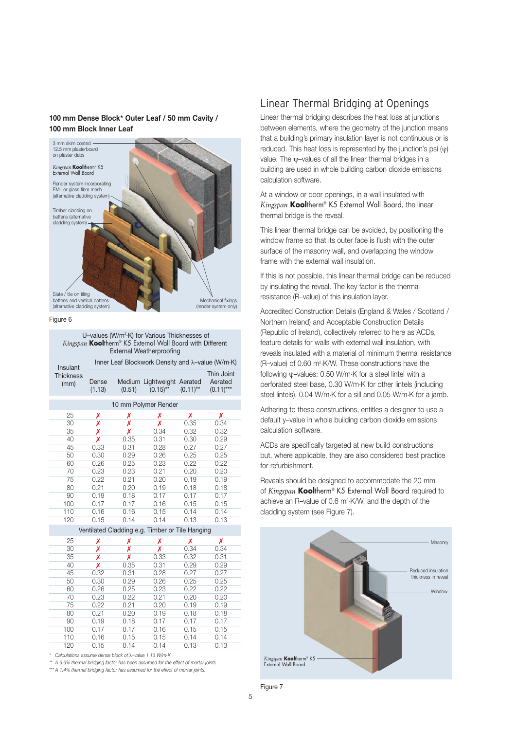### 100 mm Dense Block* Outer Leaf / 50 mm Cavity / 100 mm Block Inner Leaf

Figure 6

| U–values (W/m²·K) for Various Thicknesses of *Kingspan* **Kool**therm® K5 External Wall Board with Different External Weatherproofing | | | | | |
|---|---|---|---|---|---|
| Insulant Thickness (mm) | Inner Leaf Blockwork Density and λ–value (W/m·K) | | | | |
| | Dense (1.13) | Medium (0.51) | Lightweight (0.15)** | Aerated (0.11)** | Thin Joint Aerated (0.11)*** |
| **10 mm Polymer Render** | | | | | |
| 25 | ✗ | ✗ | ✗ | ✗ | ✗ |
| 30 | ✗ | ✗ | ✗ | 0.35 | 0.34 |
| 35 | ✗ | ✗ | 0.34 | 0.32 | 0.32 |
| 40 | ✗ | 0.35 | 0.31 | 0.30 | 0.29 |
| 45 | 0.33 | 0.31 | 0.28 | 0.27 | 0.27 |
| 50 | 0.30 | 0.29 | 0.26 | 0.25 | 0.25 |
| 60 | 0.26 | 0.25 | 0.23 | 0.22 | 0.22 |
| 70 | 0.23 | 0.23 | 0.21 | 0.20 | 0.20 |
| 75 | 0.22 | 0.21 | 0.20 | 0.19 | 0.19 |
| 80 | 0.21 | 0.20 | 0.19 | 0.18 | 0.18 |
| 90 | 0.19 | 0.18 | 0.17 | 0.17 | 0.17 |
| 100 | 0.17 | 0.17 | 0.16 | 0.15 | 0.15 |
| 110 | 0.16 | 0.16 | 0.15 | 0.14 | 0.14 |
| 120 | 0.15 | 0.14 | 0.14 | 0.13 | 0.13 |
| **Ventilated Cladding e.g. Timber or Tile Hanging** | | | | | |
| 25 | ✗ | ✗ | ✗ | ✗ | ✗ |
| 30 | ✗ | ✗ | ✗ | 0.34 | 0.34 |
| 35 | ✗ | ✗ | 0.33 | 0.32 | 0.31 |
| 40 | ✗ | 0.35 | 0.31 | 0.29 | 0.29 |
| 45 | 0.32 | 0.31 | 0.28 | 0.27 | 0.27 |
| 50 | 0.30 | 0.29 | 0.26 | 0.25 | 0.25 |
| 60 | 0.26 | 0.25 | 0.23 | 0.22 | 0.22 |
| 70 | 0.23 | 0.22 | 0.21 | 0.20 | 0.20 |
| 75 | 0.22 | 0.21 | 0.20 | 0.19 | 0.19 |
| 80 | 0.21 | 0.20 | 0.19 | 0.18 | 0.18 |
| 90 | 0.19 | 0.18 | 0.17 | 0.17 | 0.17 |
| 100 | 0.17 | 0.17 | 0.16 | 0.15 | 0.15 |
| 110 | 0.16 | 0.15 | 0.15 | 0.14 | 0.14 |
| 120 | 0.15 | 0.14 | 0.14 | 0.13 | 0.13 |

\* Calculations assume dense block of λ–value 1.13 W/m·K

\** A 6.6% thermal bridging factor has been assumed for the effect of mortar joints.

\*** A 1.4% thermal bridging factor has assumed for the effect of mortar joints.

## Linear Thermal Bridging at Openings

Linear thermal bridging describes the heat loss at junctions between elements, where the geometry of the junction means that a building's primary insulation layer is not continuous or is reduced. This heat loss is represented by the junction's psi (ψ) value. The ψ–values of all the linear thermal bridges in a building are used in whole building carbon dioxide emissions calculation software.

At a window or door openings, in a wall insulated with *Kingspan* **Kool**therm® K5 External Wall Board, the linear thermal bridge is the reveal.

This linear thermal bridge can be avoided, by positioning the window frame so that its outer face is flush with the outer surface of the masonry wall, and overlapping the window frame with the external wall insulation.

If this is not possible, this linear thermal bridge can be reduced by insulating the reveal. The key factor is the thermal resistance (R–value) of this insulation layer.

Accredited Construction Details (England & Wales / Scotland / Northern Ireland) and Acceptable Construction Details (Republic of Ireland), collectively referred to here as ACDs, feature details for walls with external wall insulation, with reveals insulated with a material of minimum thermal resistance (R–value) of 0.60 m²·K/W. These constructions have the following ψ–values: 0.50 W/m·K for a steel lintel with a perforated steel base, 0.30 W/m·K for other lintels (including steel lintels), 0.04 W/m·K for a sill and 0.05 W/m·K for a jamb.

Adhering to these constructions, entitles a designer to use a default y–value in whole building carbon dioxide emissions calculation software.

ACDs are specifically targeted at new build constructions but, where applicable, they are also considered best practice for refurbishment.

Reveals should be designed to accommodate the 20 mm of *Kingspan* **Kool**therm® K5 External Wall Board required to achieve an R–value of 0.6 m²·K/W, and the depth of the cladding system (see Figure 7).

Figure 7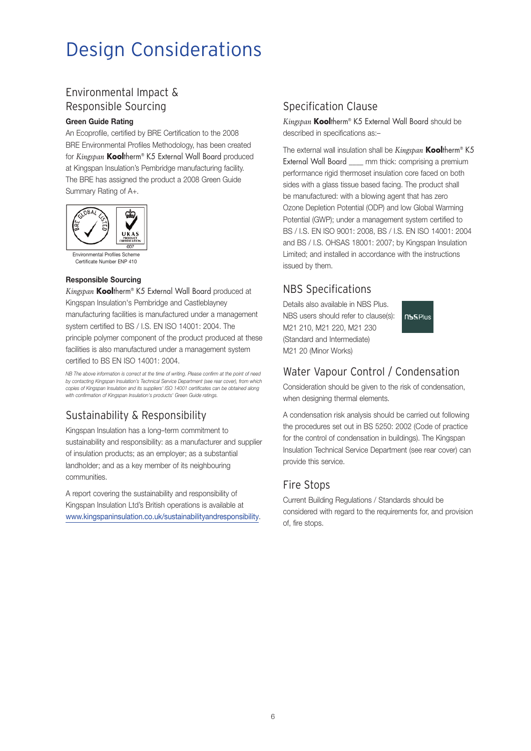# Design Considerations

## Environmental Impact & Responsible Sourcing

**Green Guide Rating**

An Ecoprofile, certified by BRE Certification to the 2008 BRE Environmental Profiles Methodology, has been created for *Kingspan* **Kool**therm® K5 External Wall Board produced at Kingspan Insulation's Pembridge manufacturing facility. The BRE has assigned the product a 2008 Green Guide Summary Rating of A+.

Environmental Profiles Scheme
Certificate Number ENP 410

**Responsible Sourcing**

*Kingspan* **Kool**therm® K5 External Wall Board produced at Kingspan Insulation's Pembridge and Castleblayney manufacturing facilities is manufactured under a management system certified to BS / I.S. EN ISO 14001: 2004. The principle polymer component of the product produced at these facilities is also manufactured under a management system certified to BS EN ISO 14001: 2004.

*NB The above information is correct at the time of writing. Please confirm at the point of need by contacting Kingspan Insulation's Technical Service Department (see rear cover), from which copies of Kingspan Insulation and its suppliers' ISO 14001 certificates can be obtained along with confirmation of Kingspan Insulation's products' Green Guide ratings.*

## Sustainability & Responsibility

Kingspan Insulation has a long–term commitment to sustainability and responsibility: as a manufacturer and supplier of insulation products; as an employer; as a substantial landholder; and as a key member of its neighbouring communities.

A report covering the sustainability and responsibility of Kingspan Insulation Ltd's British operations is available at www.kingspaninsulation.co.uk/sustainabilityandresponsibility.

## Specification Clause

*Kingspan* **Kool**therm® K5 External Wall Board should be described in specifications as:–

The external wall insulation shall be *Kingspan* **Kool**therm® K5 External Wall Board ___ mm thick: comprising a premium performance rigid thermoset insulation core faced on both sides with a glass tissue based facing. The product shall be manufactured: with a blowing agent that has zero Ozone Depletion Potential (ODP) and low Global Warming Potential (GWP); under a management system certified to BS / I.S. EN ISO 9001: 2008, BS / I.S. EN ISO 14001: 2004 and BS / I.S. OHSAS 18001: 2007; by Kingspan Insulation Limited; and installed in accordance with the instructions issued by them.

## NBS Specifications

Details also available in NBS Plus. NBS users should refer to clause(s): M21 210, M21 220, M21 230 (Standard and Intermediate)
M21 20 (Minor Works)

## Water Vapour Control / Condensation

Consideration should be given to the risk of condensation, when designing thermal elements.

A condensation risk analysis should be carried out following the procedures set out in BS 5250: 2002 (Code of practice for the control of condensation in buildings). The Kingspan Insulation Technical Service Department (see rear cover) can provide this service.

## Fire Stops

Current Building Regulations / Standards should be considered with regard to the requirements for, and provision of, fire stops.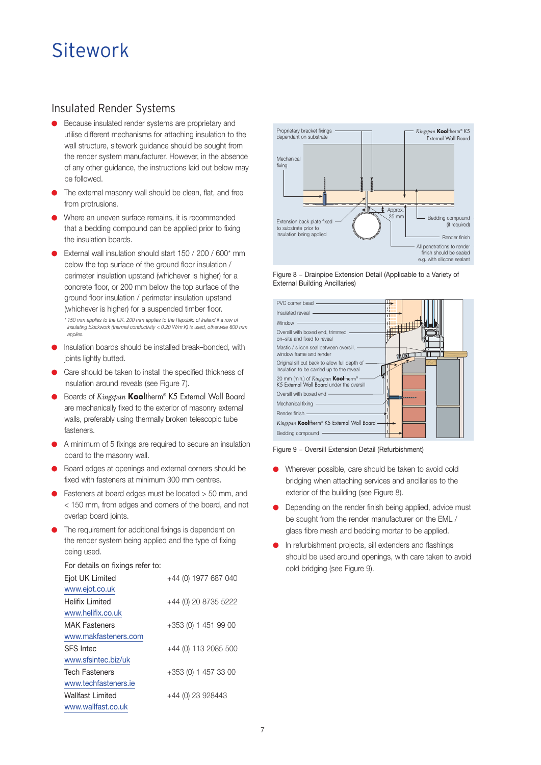# Sitework

## Insulated Render Systems

- Because insulated render systems are proprietary and utilise different mechanisms for attaching insulation to the wall structure, sitework guidance should be sought from the render system manufacturer. However, in the absence of any other guidance, the instructions laid out below may be followed.
- The external masonry wall should be clean, flat, and free from protrusions.
- Where an uneven surface remains, it is recommended that a bedding compound can be applied prior to fixing the insulation boards.
- External wall insulation should start 150 / 200 / 600* mm below the top surface of the ground floor insulation / perimeter insulation upstand (whichever is higher) for a concrete floor, or 200 mm below the top surface of the ground floor insulation / perimeter insulation upstand (whichever is higher) for a suspended timber floor.

  *\* 150 mm applies to the UK. 200 mm applies to the Republic of Ireland if a row of insulating blockwork (thermal conductivity < 0.20 W/m·K) is used, otherwise 600 mm applies.*

- Insulation boards should be installed break–bonded, with joints lightly butted.
- Care should be taken to install the specified thickness of insulation around reveals (see Figure 7).
- Boards of *Kingspan* **Kool**therm® K5 External Wall Board are mechanically fixed to the exterior of masonry external walls, preferably using thermally broken telescopic tube fasteners.
- A minimum of 5 fixings are required to secure an insulation board to the masonry wall.
- Board edges at openings and external corners should be fixed with fasteners at minimum 300 mm centres.
- Fasteners at board edges must be located > 50 mm, and < 150 mm, from edges and corners of the board, and not overlap board joints.
- The requirement for additional fixings is dependent on the render system being applied and the type of fixing being used.

For details on fixings refer to:

| | |
|---|---|
| Ejot UK Limited<br>www.ejot.co.uk | +44 (0) 1977 687 040 |
| Helifix Limited<br>www.helifix.co.uk | +44 (0) 20 8735 5222 |
| MAK Fasteners<br>www.makfasteners.com | +353 (0) 1 451 99 00 |
| SFS Intec<br>www.sfsintec.biz/uk | +44 (0) 113 2085 500 |
| Tech Fasteners<br>www.techfasteners.ie | +353 (0) 1 457 33 00 |
| Wallfast Limited<br>www.wallfast.co.uk | +44 (0) 23 928443 |

Proprietary bracket fixings dependant on substrate; *Kingspan* **Kool**therm® K5 External Wall Board; Mechanical fixing; Approx. 25 mm; Bedding compound (if required); Extension back plate fixed to substrate prior to insulation being applied; Render finish; All penetrations to render finish should be sealed e.g. with silicone sealant

Figure 8 – Drainpipe Extension Detail (Applicable to a Variety of External Building Ancillaries)

PVC corner bead; Insulated reveal; Window; Oversill with boxed end, trimmed on–site and fixed to reveal; Mastic / silicon seal between oversill, window frame and render; Original sill cut back to allow full depth of insulation to be carried up to the reveal; 20 mm (min.) of *Kingspan* **Kool**therm® K5 External Wall Board under the oversill; Oversill with boxed end; Mechanical fixing; Render finish; *Kingspan* **Kool**therm® K5 External Wall Board; Bedding compound

Figure 9 – Oversill Extension Detail (Refurbishment)

- Wherever possible, care should be taken to avoid cold bridging when attaching services and ancillaries to the exterior of the building (see Figure 8).
- Depending on the render finish being applied, advice must be sought from the render manufacturer on the EML / glass fibre mesh and bedding mortar to be applied.
- In refurbishment projects, sill extenders and flashings should be used around openings, with care taken to avoid cold bridging (see Figure 9).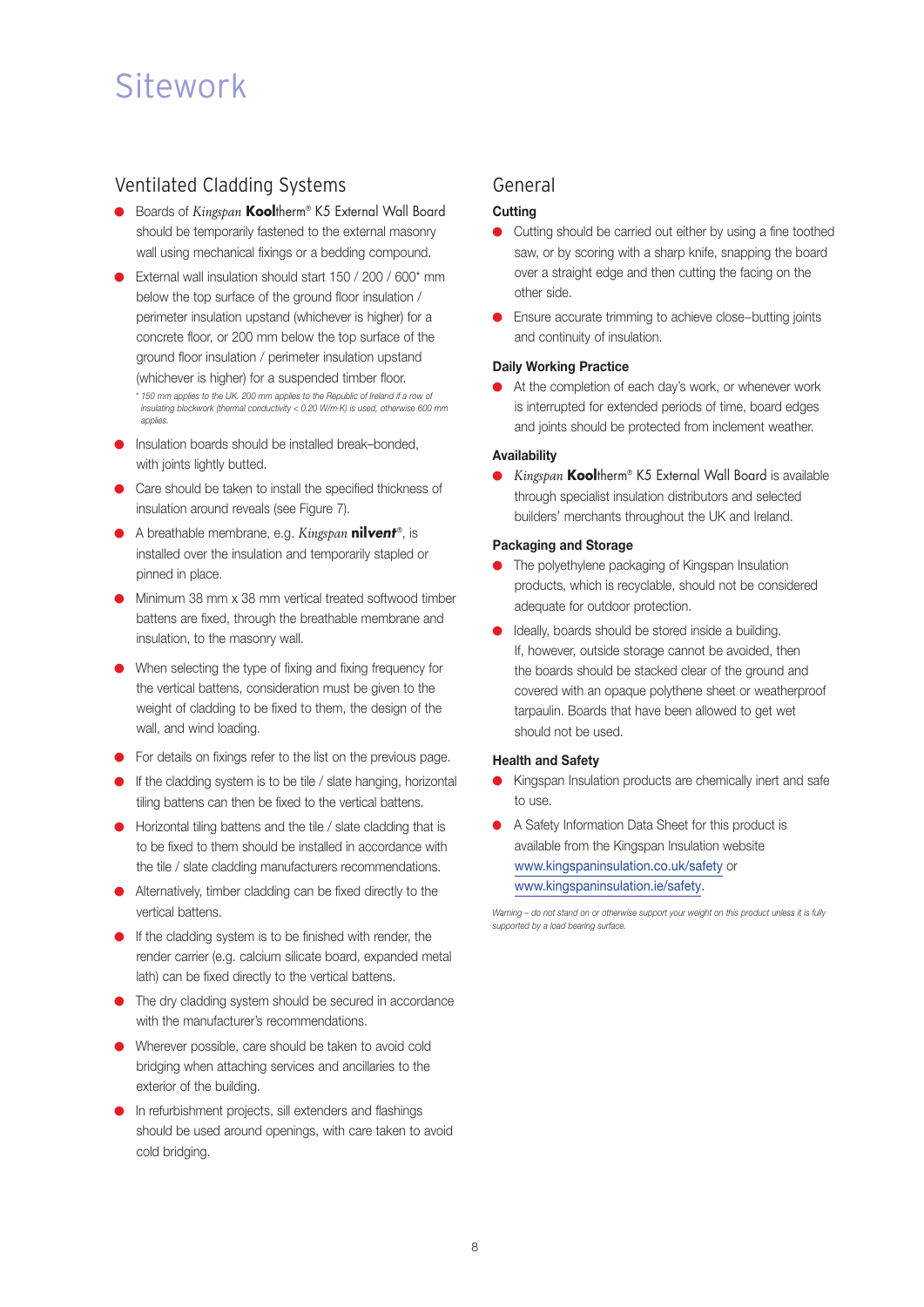# Sitework

## Ventilated Cladding Systems

- Boards of *Kingspan* **Kool**therm® K5 External Wall Board should be temporarily fastened to the external masonry wall using mechanical fixings or a bedding compound.
- External wall insulation should start 150 / 200 / 600* mm below the top surface of the ground floor insulation / perimeter insulation upstand (whichever is higher) for a concrete floor, or 200 mm below the top surface of the ground floor insulation / perimeter insulation upstand (whichever is higher) for a suspended timber floor.

  *\* 150 mm applies to the UK. 200 mm applies to the Republic of Ireland if a row of insulating blockwork (thermal conductivity < 0.20 W/m·K) is used, otherwise 600 mm applies.*
- Insulation boards should be installed break–bonded, with joints lightly butted.
- Care should be taken to install the specified thickness of insulation around reveals (see Figure 7).
- A breathable membrane, e.g. *Kingspan* ***nilvent***®, is installed over the insulation and temporarily stapled or pinned in place.
- Minimum 38 mm x 38 mm vertical treated softwood timber battens are fixed, through the breathable membrane and insulation, to the masonry wall.
- When selecting the type of fixing and fixing frequency for the vertical battens, consideration must be given to the weight of cladding to be fixed to them, the design of the wall, and wind loading.
- For details on fixings refer to the list on the previous page.
- If the cladding system is to be tile / slate hanging, horizontal tiling battens can then be fixed to the vertical battens.
- Horizontal tiling battens and the tile / slate cladding that is to be fixed to them should be installed in accordance with the tile / slate cladding manufacturers recommendations.
- Alternatively, timber cladding can be fixed directly to the vertical battens.
- If the cladding system is to be finished with render, the render carrier (e.g. calcium silicate board, expanded metal lath) can be fixed directly to the vertical battens.
- The dry cladding system should be secured in accordance with the manufacturer's recommendations.
- Wherever possible, care should be taken to avoid cold bridging when attaching services and ancillaries to the exterior of the building.
- In refurbishment projects, sill extenders and flashings should be used around openings, with care taken to avoid cold bridging.

## General

### Cutting

- Cutting should be carried out either by using a fine toothed saw, or by scoring with a sharp knife, snapping the board over a straight edge and then cutting the facing on the other side.
- Ensure accurate trimming to achieve close–butting joints and continuity of insulation.

### Daily Working Practice

- At the completion of each day's work, or whenever work is interrupted for extended periods of time, board edges and joints should be protected from inclement weather.

### Availability

- *Kingspan* **Kool**therm® K5 External Wall Board is available through specialist insulation distributors and selected builders' merchants throughout the UK and Ireland.

### Packaging and Storage

- The polyethylene packaging of Kingspan Insulation products, which is recyclable, should not be considered adequate for outdoor protection.
- Ideally, boards should be stored inside a building. If, however, outside storage cannot be avoided, then the boards should be stacked clear of the ground and covered with an opaque polythene sheet or weatherproof tarpaulin. Boards that have been allowed to get wet should not be used.

### Health and Safety

- Kingspan Insulation products are chemically inert and safe to use.
- A Safety Information Data Sheet for this product is available from the Kingspan Insulation website www.kingspaninsulation.co.uk/safety or www.kingspaninsulation.ie/safety.

*Warning – do not stand on or otherwise support your weight on this product unless it is fully supported by a load bearing surface.*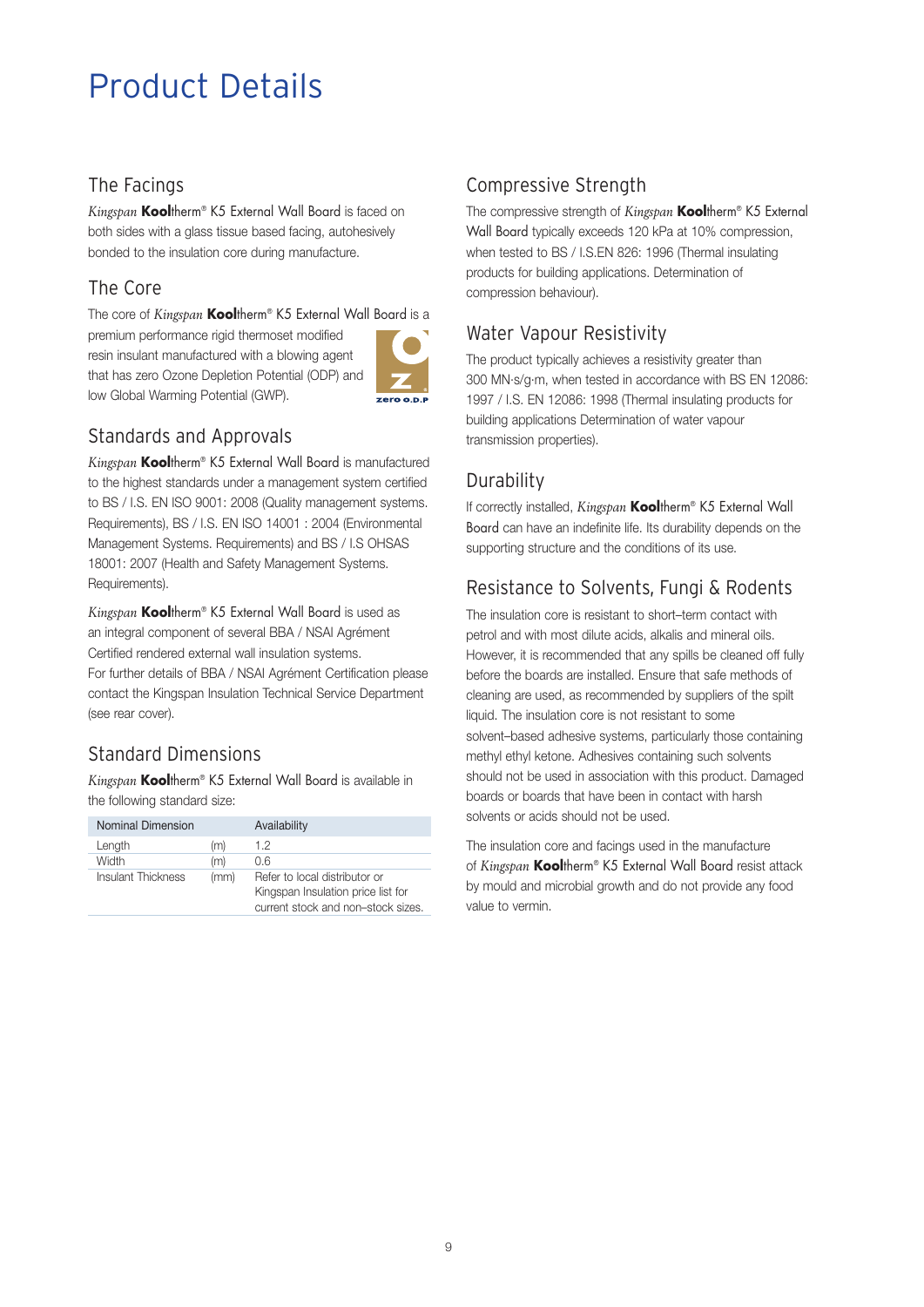# Product Details

## The Facings

*Kingspan* **Kool**therm® K5 External Wall Board is faced on both sides with a glass tissue based facing, autohesively bonded to the insulation core during manufacture.

## The Core

The core of *Kingspan* **Kool**therm® K5 External Wall Board is a premium performance rigid thermoset modified resin insulant manufactured with a blowing agent that has zero Ozone Depletion Potential (ODP) and low Global Warming Potential (GWP).

## Standards and Approvals

*Kingspan* **Kool**therm® K5 External Wall Board is manufactured to the highest standards under a management system certified to BS / I.S. EN ISO 9001: 2008 (Quality management systems. Requirements), BS / I.S. EN ISO 14001 : 2004 (Environmental Management Systems. Requirements) and BS / I.S OHSAS 18001: 2007 (Health and Safety Management Systems. Requirements).

*Kingspan* **Kool**therm® K5 External Wall Board is used as an integral component of several BBA / NSAI Agrément Certified rendered external wall insulation systems.
For further details of BBA / NSAI Agrément Certification please contact the Kingspan Insulation Technical Service Department (see rear cover).

## Standard Dimensions

*Kingspan* **Kool**therm® K5 External Wall Board is available in the following standard size:

| Nominal Dimension | | Availability |
|---|---|---|
| Length | (m) | 1.2 |
| Width | (m) | 0.6 |
| Insulant Thickness | (mm) | Refer to local distributor or Kingspan Insulation price list for current stock and non–stock sizes. |

## Compressive Strength

The compressive strength of *Kingspan* **Kool**therm® K5 External Wall Board typically exceeds 120 kPa at 10% compression, when tested to BS / I.S.EN 826: 1996 (Thermal insulating products for building applications. Determination of compression behaviour).

## Water Vapour Resistivity

The product typically achieves a resistivity greater than 300 MN·s/g·m, when tested in accordance with BS EN 12086: 1997 / I.S. EN 12086: 1998 (Thermal insulating products for building applications Determination of water vapour transmission properties).

## Durability

If correctly installed, *Kingspan* **Kool**therm® K5 External Wall Board can have an indefinite life. Its durability depends on the supporting structure and the conditions of its use.

## Resistance to Solvents, Fungi & Rodents

The insulation core is resistant to short–term contact with petrol and with most dilute acids, alkalis and mineral oils. However, it is recommended that any spills be cleaned off fully before the boards are installed. Ensure that safe methods of cleaning are used, as recommended by suppliers of the spilt liquid. The insulation core is not resistant to some solvent–based adhesive systems, particularly those containing methyl ethyl ketone. Adhesives containing such solvents should not be used in association with this product. Damaged boards or boards that have been in contact with harsh solvents or acids should not be used.

The insulation core and facings used in the manufacture of *Kingspan* **Kool**therm® K5 External Wall Board resist attack by mould and microbial growth and do not provide any food value to vermin.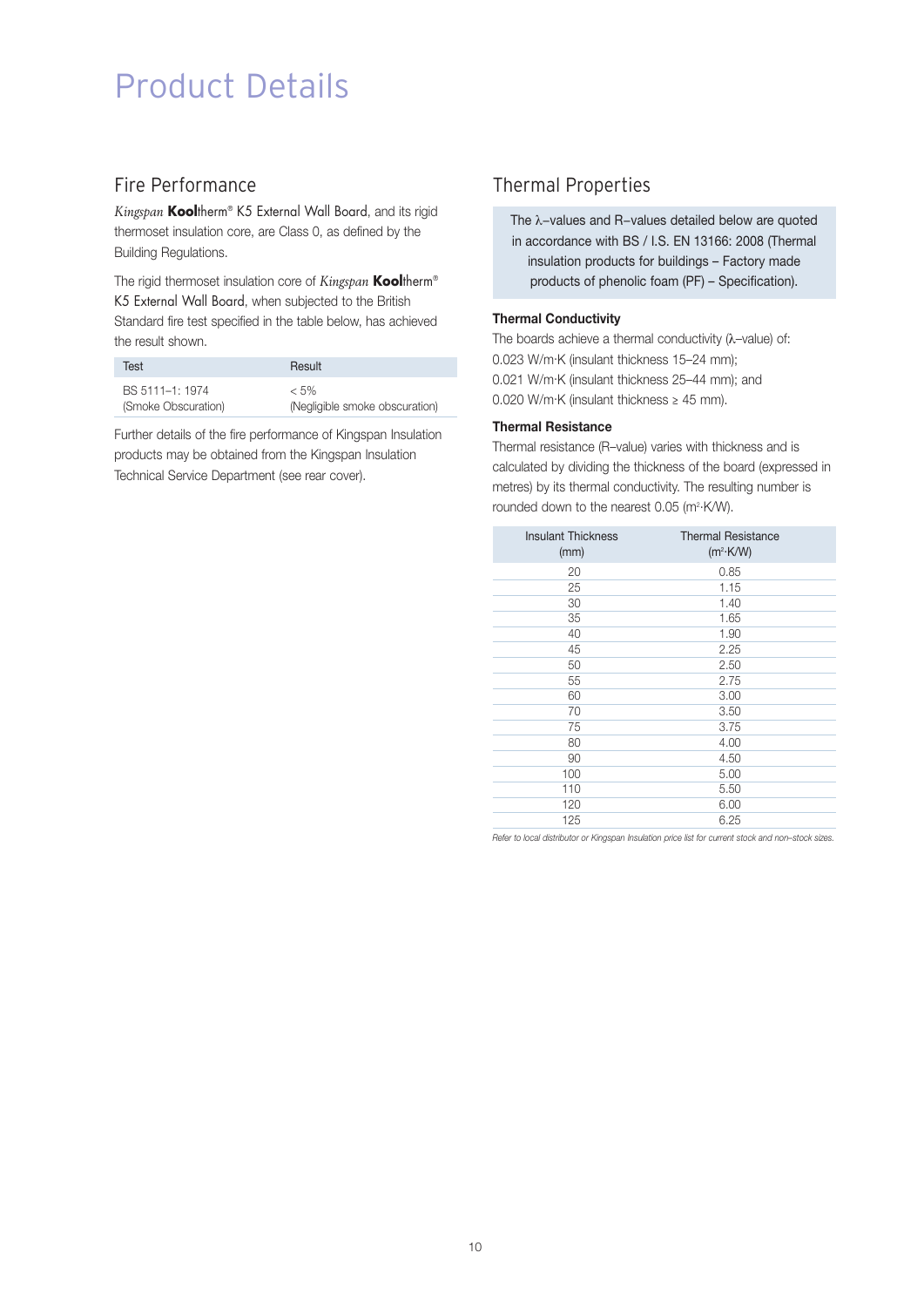# Product Details

## Fire Performance

*Kingspan* **Kool**therm® K5 External Wall Board, and its rigid thermoset insulation core, are Class 0, as defined by the Building Regulations.

The rigid thermoset insulation core of *Kingspan* **Kool**therm® K5 External Wall Board, when subjected to the British Standard fire test specified in the table below, has achieved the result shown.

| Test | Result |
|---|---|
| BS 5111–1: 1974 (Smoke Obscuration) | < 5% (Negligible smoke obscuration) |

Further details of the fire performance of Kingspan Insulation products may be obtained from the Kingspan Insulation Technical Service Department (see rear cover).

## Thermal Properties

The λ–values and R–values detailed below are quoted in accordance with BS / I.S. EN 13166: 2008 (Thermal insulation products for buildings – Factory made products of phenolic foam (PF) – Specification).

### Thermal Conductivity

The boards achieve a thermal conductivity (λ–value) of:
0.023 W/m·K (insulant thickness 15–24 mm);
0.021 W/m·K (insulant thickness 25–44 mm); and
0.020 W/m·K (insulant thickness ≥ 45 mm).

### Thermal Resistance

Thermal resistance (R–value) varies with thickness and is calculated by dividing the thickness of the board (expressed in metres) by its thermal conductivity. The resulting number is rounded down to the nearest 0.05 ($m^2$·K/W).

| Insulant Thickness (mm) | Thermal Resistance ($m^2$·K/W) |
|---|---|
| 20 | 0.85 |
| 25 | 1.15 |
| 30 | 1.40 |
| 35 | 1.65 |
| 40 | 1.90 |
| 45 | 2.25 |
| 50 | 2.50 |
| 55 | 2.75 |
| 60 | 3.00 |
| 70 | 3.50 |
| 75 | 3.75 |
| 80 | 4.00 |
| 90 | 4.50 |
| 100 | 5.00 |
| 110 | 5.50 |
| 120 | 6.00 |
| 125 | 6.25 |

*Refer to local distributor or Kingspan Insulation price list for current stock and non–stock sizes.*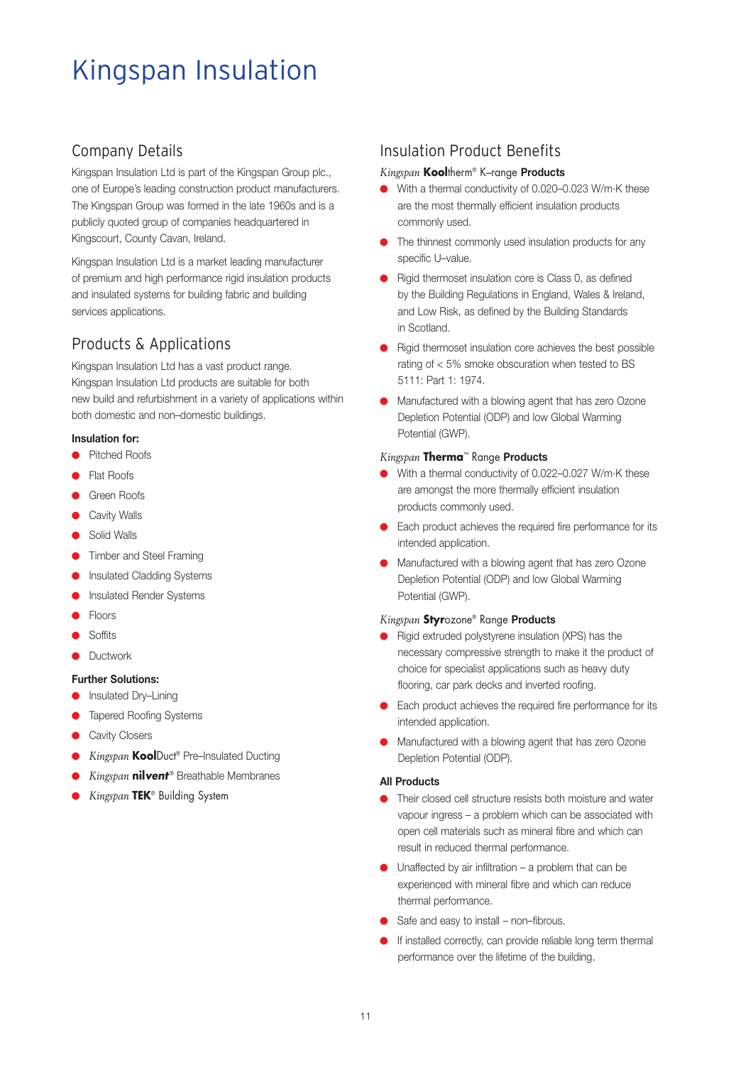# Kingspan Insulation

## Company Details

Kingspan Insulation Ltd is part of the Kingspan Group plc., one of Europe's leading construction product manufacturers. The Kingspan Group was formed in the late 1960s and is a publicly quoted group of companies headquartered in Kingscourt, County Cavan, Ireland.

Kingspan Insulation Ltd is a market leading manufacturer of premium and high performance rigid insulation products and insulated systems for building fabric and building services applications.

## Products & Applications

Kingspan Insulation Ltd has a vast product range. Kingspan Insulation Ltd products are suitable for both new build and refurbishment in a variety of applications within both domestic and non–domestic buildings.

**Insulation for:**

- Pitched Roofs
- Flat Roofs
- Green Roofs
- Cavity Walls
- Solid Walls
- Timber and Steel Framing
- Insulated Cladding Systems
- Insulated Render Systems
- Floors
- Soffits
- Ductwork

**Further Solutions:**

- Insulated Dry–Lining
- Tapered Roofing Systems
- Cavity Closers
- *Kingspan* **Kool**Duct® Pre–Insulated Ducting
- *Kingspan* ***nilvent***® Breathable Membranes
- *Kingspan* **TEK**® Building System

## Insulation Product Benefits

*Kingspan* **Kool**therm® K–range **Products**

- With a thermal conductivity of 0.020–0.023 W/m·K these are the most thermally efficient insulation products commonly used.
- The thinnest commonly used insulation products for any specific U–value.
- Rigid thermoset insulation core is Class 0, as defined by the Building Regulations in England, Wales & Ireland, and Low Risk, as defined by the Building Standards in Scotland.
- Rigid thermoset insulation core achieves the best possible rating of < 5% smoke obscuration when tested to BS 5111: Part 1: 1974.
- Manufactured with a blowing agent that has zero Ozone Depletion Potential (ODP) and low Global Warming Potential (GWP).

*Kingspan* **Therma**™ Range **Products**

- With a thermal conductivity of 0.022–0.027 W/m·K these are amongst the more thermally efficient insulation products commonly used.
- Each product achieves the required fire performance for its intended application.
- Manufactured with a blowing agent that has zero Ozone Depletion Potential (ODP) and low Global Warming Potential (GWP).

*Kingspan* **Styr**ozone® Range **Products**

- Rigid extruded polystyrene insulation (XPS) has the necessary compressive strength to make it the product of choice for specialist applications such as heavy duty flooring, car park decks and inverted roofing.
- Each product achieves the required fire performance for its intended application.
- Manufactured with a blowing agent that has zero Ozone Depletion Potential (ODP).

**All Products**

- Their closed cell structure resists both moisture and water vapour ingress – a problem which can be associated with open cell materials such as mineral fibre and which can result in reduced thermal performance.
- Unaffected by air infiltration – a problem that can be experienced with mineral fibre and which can reduce thermal performance.
- Safe and easy to install – non–fibrous.
- If installed correctly, can provide reliable long term thermal performance over the lifetime of the building.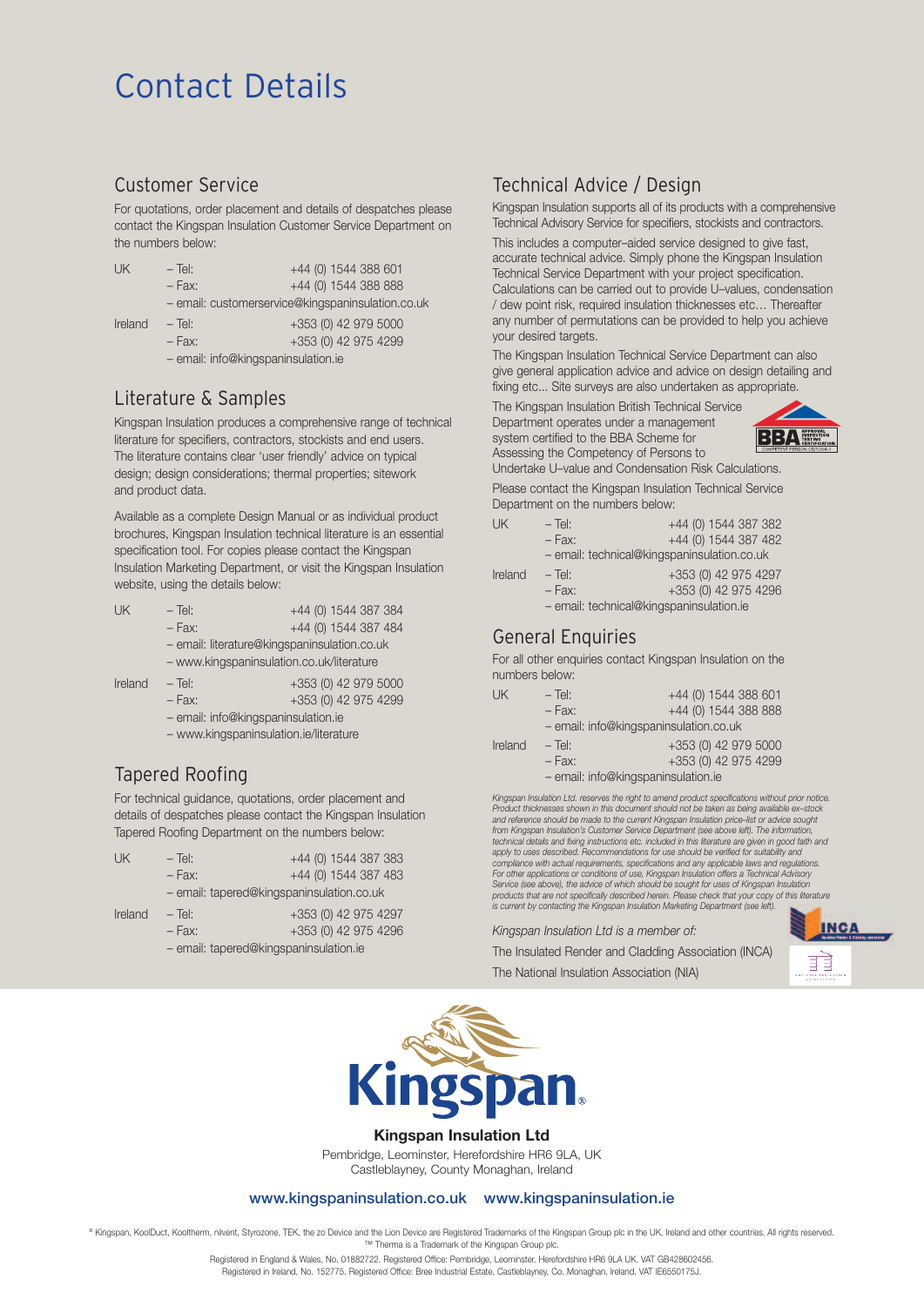# Contact Details

## Customer Service

For quotations, order placement and details of despatches please contact the Kingspan Insulation Customer Service Department on the numbers below:

| | | |
|---|---|---|
| UK | – Tel: | +44 (0) 1544 388 601 |
| | – Fax: | +44 (0) 1544 388 888 |
| | – email: customerservice@kingspaninsulation.co.uk | |
| Ireland | – Tel: | +353 (0) 42 979 5000 |
| | – Fax: | +353 (0) 42 975 4299 |
| | – email: info@kingspaninsulation.ie | |

## Literature & Samples

Kingspan Insulation produces a comprehensive range of technical literature for specifiers, contractors, stockists and end users. The literature contains clear 'user friendly' advice on typical design; design considerations; thermal properties; sitework and product data.

Available as a complete Design Manual or as individual product brochures, Kingspan Insulation technical literature is an essential specification tool. For copies please contact the Kingspan Insulation Marketing Department, or visit the Kingspan Insulation website, using the details below:

| | | |
|---|---|---|
| UK | – Tel: | +44 (0) 1544 387 384 |
| | – Fax: | +44 (0) 1544 387 484 |
| | – email: literature@kingspaninsulation.co.uk | |
| | – www.kingspaninsulation.co.uk/literature | |
| Ireland | – Tel: | +353 (0) 42 979 5000 |
| | – Fax: | +353 (0) 42 975 4299 |
| | – email: info@kingspaninsulation.ie | |
| | – www.kingspaninsulation.ie/literature | |

## Tapered Roofing

For technical guidance, quotations, order placement and details of despatches please contact the Kingspan Insulation Tapered Roofing Department on the numbers below:

| | | |
|---|---|---|
| UK | – Tel: | +44 (0) 1544 387 383 |
| | – Fax: | +44 (0) 1544 387 483 |
| | – email: tapered@kingspaninsulation.co.uk | |
| Ireland | – Tel: | +353 (0) 42 975 4297 |
| | – Fax: | +353 (0) 42 975 4296 |
| | – email: tapered@kingspaninsulation.ie | |

## Technical Advice / Design

Kingspan Insulation supports all of its products with a comprehensive Technical Advisory Service for specifiers, stockists and contractors.

This includes a computer–aided service designed to give fast, accurate technical advice. Simply phone the Kingspan Insulation Technical Service Department with your project specification. Calculations can be carried out to provide U–values, condensation / dew point risk, required insulation thicknesses etc... Thereafter any number of permutations can be provided to help you achieve your desired targets.

The Kingspan Insulation Technical Service Department can also give general application advice and advice on design detailing and fixing etc... Site surveys are also undertaken as appropriate.

The Kingspan Insulation British Technical Service Department operates under a management system certified to the BBA Scheme for Assessing the Competency of Persons to Undertake U–value and Condensation Risk Calculations.

Please contact the Kingspan Insulation Technical Service Department on the numbers below:

| | | |
|---|---|---|
| UK | – Tel: | +44 (0) 1544 387 382 |
| | – Fax: | +44 (0) 1544 387 482 |
| | – email: technical@kingspaninsulation.co.uk | |
| Ireland | – Tel: | +353 (0) 42 975 4297 |
| | – Fax: | +353 (0) 42 975 4296 |
| | – email: technical@kingspaninsulation.ie | |

## General Enquiries

For all other enquiries contact Kingspan Insulation on the numbers below:

| | | |
|---|---|---|
| UK | – Tel: | +44 (0) 1544 388 601 |
| | – Fax: | +44 (0) 1544 388 888 |
| | – email: info@kingspaninsulation.co.uk | |
| Ireland | – Tel: | +353 (0) 42 979 5000 |
| | – Fax: | +353 (0) 42 975 4299 |
| | – email: info@kingspaninsulation.ie | |

*Kingspan Insulation Ltd. reserves the right to amend product specifications without prior notice. Product thicknesses shown in this document should not be taken as being available ex–stock and reference should be made to the current Kingspan Insulation price–list or advice sought from Kingspan Insulation's Customer Service Department (see above left). The information, technical details and fixing instructions etc. included in this literature are given in good faith and apply to uses described. Recommendations for use should be verified for suitability and compliance with actual requirements, specifications and any applicable laws and regulations. For other applications or conditions of use, Kingspan Insulation offers a Technical Advisory Service (see above), the advice of which should be sought for uses of Kingspan Insulation products that are not specifically described herein. Please check that your copy of this literature is current by contacting the Kingspan Insulation Marketing Department (see left).*

*Kingspan Insulation Ltd is a member of:*

The Insulated Render and Cladding Association (INCA)

The National Insulation Association (NIA)

**Kingspan Insulation Ltd**

Pembridge, Leominster, Herefordshire HR6 9LA, UK
Castleblayney, County Monaghan, Ireland

www.kingspaninsulation.co.uk www.kingspaninsulation.ie

® Kingspan, KoolDuct, Kooltherm, nilvent, Styrozone, TEK, the zo Device and the Lion Device are Registered Trademarks of the Kingspan Group plc in the UK, Ireland and other countries. All rights reserved.
™ Therma is a Trademark of the Kingspan Group plc.

Registered in England & Wales, No. 01882722. Registered Office: Pembridge, Leominster, Herefordshire HR6 9LA UK. VAT GB428602456.
Registered in Ireland, No. 152775. Registered Office: Bree Industrial Estate, Castleblayney, Co. Monaghan, Ireland. VAT IE6550175J.